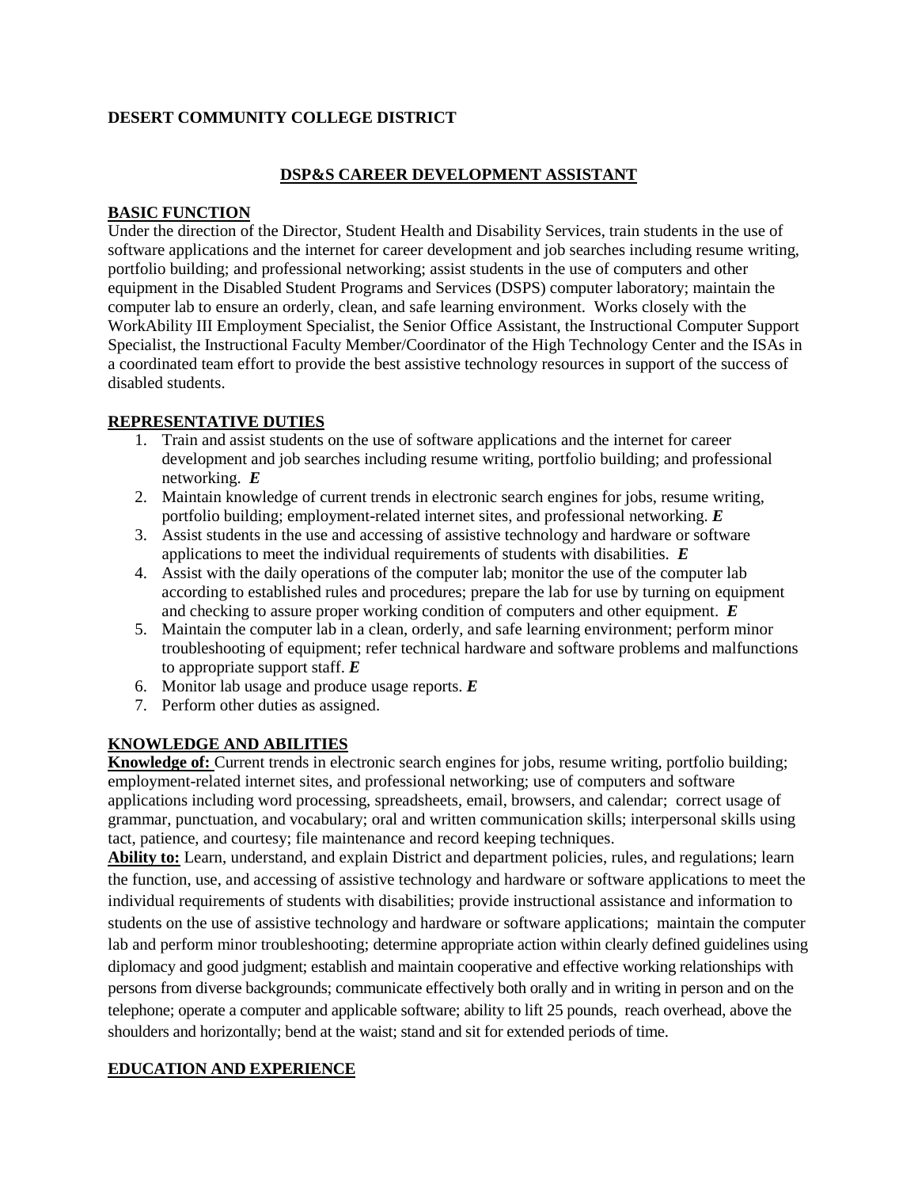**DESERT COMMUNITY COLLEGE DISTRICT**

# DSP&S CAREER DEVELOPMENT ASSISTANT

## BASIC FUNCTION

Under the direction of the Director, Student Health and Disability Services, train students in the use of software applications and the internet for career development and job searches including resume writing, portfolio building; and professional networking; assist students in the use of computers and other equipment in the Disabled Student Programs and Services (DSPS) computer laboratory; maintain the computer lab to ensure an orderly, clean, and safe learning environment. Works closely with the WorkAbility III Employment Specialist, the Senior Office Assistant, the Instructional Computer Support Specialist, the Instructional Faculty Member/Coordinator of the High Technology Center and the ISAs in a coordinated team effort to provide the best assistive technology resources in support of the success of disabled students.

## REPRESENTATIVE DUTIES

1. Train and assist students on the use of software applications and the internet for career development and job searches including resume writing, portfolio building; and professional networking. ***E***
2. Maintain knowledge of current trends in electronic search engines for jobs, resume writing, portfolio building; employment-related internet sites, and professional networking. ***E***
3. Assist students in the use and accessing of assistive technology and hardware or software applications to meet the individual requirements of students with disabilities. ***E***
4. Assist with the daily operations of the computer lab; monitor the use of the computer lab according to established rules and procedures; prepare the lab for use by turning on equipment and checking to assure proper working condition of computers and other equipment. ***E***
5. Maintain the computer lab in a clean, orderly, and safe learning environment; perform minor troubleshooting of equipment; refer technical hardware and software problems and malfunctions to appropriate support staff. ***E***
6. Monitor lab usage and produce usage reports. ***E***
7. Perform other duties as assigned.

## KNOWLEDGE AND ABILITIES

**Knowledge of:** Current trends in electronic search engines for jobs, resume writing, portfolio building; employment-related internet sites, and professional networking; use of computers and software applications including word processing, spreadsheets, email, browsers, and calendar; correct usage of grammar, punctuation, and vocabulary; oral and written communication skills; interpersonal skills using tact, patience, and courtesy; file maintenance and record keeping techniques.

**Ability to:** Learn, understand, and explain District and department policies, rules, and regulations; learn the function, use, and accessing of assistive technology and hardware or software applications to meet the individual requirements of students with disabilities; provide instructional assistance and information to students on the use of assistive technology and hardware or software applications; maintain the computer lab and perform minor troubleshooting; determine appropriate action within clearly defined guidelines using diplomacy and good judgment; establish and maintain cooperative and effective working relationships with persons from diverse backgrounds; communicate effectively both orally and in writing in person and on the telephone; operate a computer and applicable software; ability to lift 25 pounds, reach overhead, above the shoulders and horizontally; bend at the waist; stand and sit for extended periods of time.

## EDUCATION AND EXPERIENCE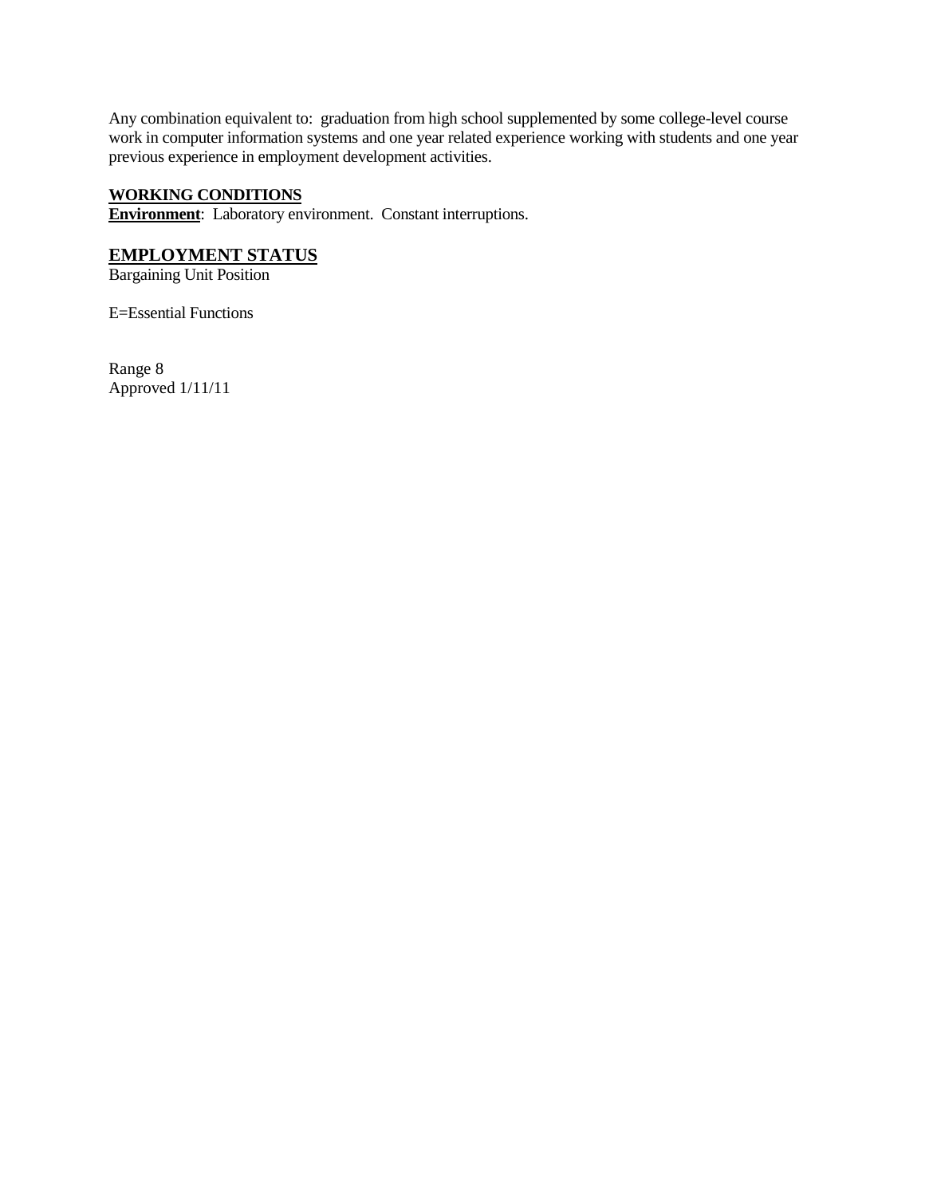Any combination equivalent to: graduation from high school supplemented by some college-level course work in computer information systems and one year related experience working with students and one year previous experience in employment development activities.

**WORKING CONDITIONS**

**Environment**: Laboratory environment. Constant interruptions.

## EMPLOYMENT STATUS

Bargaining Unit Position

E=Essential Functions

Range 8
Approved 1/11/11